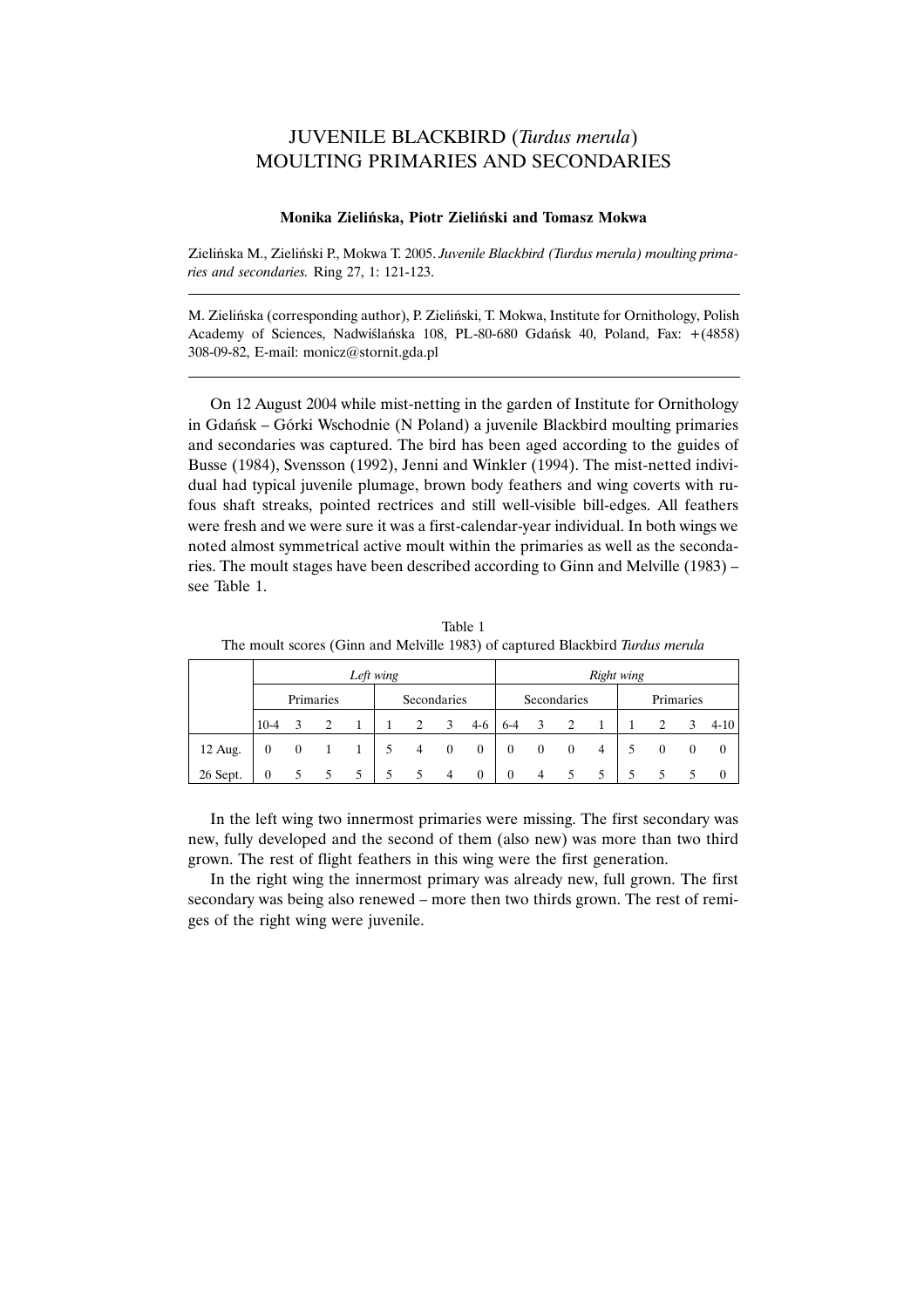# JUVENILE BLACKBIRD (*Turdus merula*) MOULTING PRIMARIES AND SECONDARIES

**Monika Zielińska, Piotr Zieliński and Tomasz Mokwa**

Zielińska M., Zieliński P., Mokwa T. 2005. *Juvenile Blackbird (Turdus merula) moulting primaries and secondaries.* Ring 27, 1: 121-123.

M. Zielińska (corresponding author), P. Zieliński, T. Mokwa, Institute for Ornithology, Polish Academy of Sciences, Nadwiślańska 108, PL-80-680 Gdańsk 40, Poland, Fax: +(4858) 308-09-82, E-mail: monicz@stornit.gda.pl

---

On 12 August 2004 while mist-netting in the garden of Institute for Ornithology in Gdańsk – Górki Wschodnie (N Poland) a juvenile Blackbird moulting primaries and secondaries was captured. The bird has been aged according to the guides of Busse (1984), Svensson (1992), Jenni and Winkler (1994). The mist-netted individual had typical juvenile plumage, brown body feathers and wing coverts with rufous shaft streaks, pointed rectrices and still well-visible bill-edges. All feathers were fresh and we were sure it was a first-calendar-year individual. In both wings we noted almost symmetrical active moult within the primaries as well as the secondaries. The moult stages have been described according to Ginn and Melville (1983) – see Table 1.

Table 1
The moult scores (Ginn and Melville 1983) of captured Blackbird *Turdus merula*

| | *Left wing* | | | | | | | | *Right wing* | | | | | | | |
|---|---|---|---|---|---|---|---|---|---|---|---|---|---|---|---|---|
| | Primaries | | | | Secondaries | | | | Secondaries | | | | Primaries | | | |
| | 10-4 | 3 | 2 | 1 | 1 | 2 | 3 | 4-6 | 6-4 | 3 | 2 | 1 | 1 | 2 | 3 | 4-10 |
| 12 Aug. | 0 | 0 | 1 | 1 | 5 | 4 | 0 | 0 | 0 | 0 | 0 | 4 | 5 | 0 | 0 | 0 |
| 26 Sept. | 0 | 5 | 5 | 5 | 5 | 5 | 4 | 0 | 0 | 4 | 5 | 5 | 5 | 5 | 5 | 0 |

In the left wing two innermost primaries were missing. The first secondary was new, fully developed and the second of them (also new) was more than two third grown. The rest of flight feathers in this wing were the first generation.

In the right wing the innermost primary was already new, full grown. The first secondary was being also renewed – more then two thirds grown. The rest of remiges of the right wing were juvenile.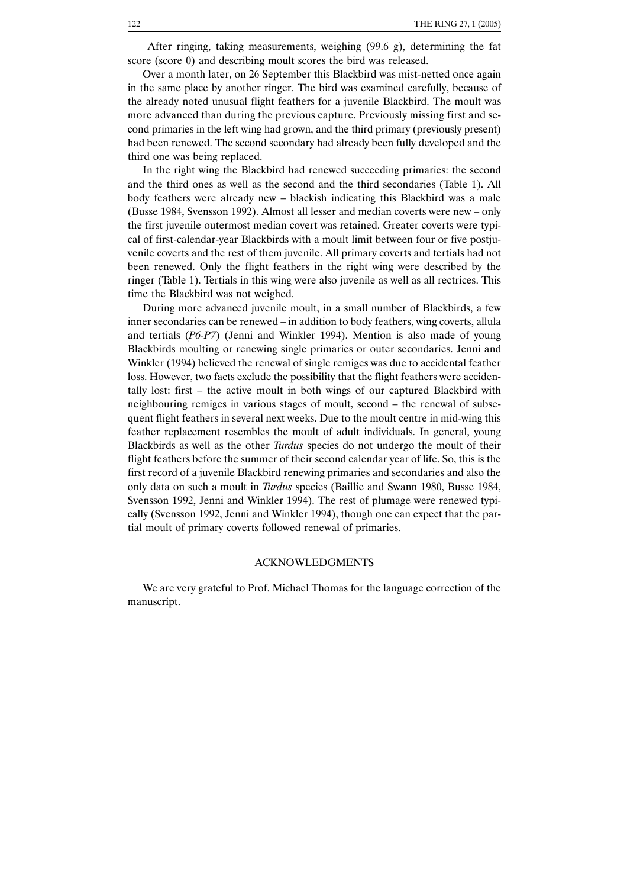After ringing, taking measurements, weighing (99.6 g), determining the fat score (score 0) and describing moult scores the bird was released.

Over a month later, on 26 September this Blackbird was mist-netted once again in the same place by another ringer. The bird was examined carefully, because of the already noted unusual flight feathers for a juvenile Blackbird. The moult was more advanced than during the previous capture. Previously missing first and second primaries in the left wing had grown, and the third primary (previously present) had been renewed. The second secondary had already been fully developed and the third one was being replaced.

In the right wing the Blackbird had renewed succeeding primaries: the second and the third ones as well as the second and the third secondaries (Table 1). All body feathers were already new – blackish indicating this Blackbird was a male (Busse 1984, Svensson 1992). Almost all lesser and median coverts were new – only the first juvenile outermost median covert was retained. Greater coverts were typical of first-calendar-year Blackbirds with a moult limit between four or five postjuvenile coverts and the rest of them juvenile. All primary coverts and tertials had not been renewed. Only the flight feathers in the right wing were described by the ringer (Table 1). Tertials in this wing were also juvenile as well as all rectrices. This time the Blackbird was not weighed.

During more advanced juvenile moult, in a small number of Blackbirds, a few inner secondaries can be renewed – in addition to body feathers, wing coverts, allula and tertials (*P6-P7*) (Jenni and Winkler 1994). Mention is also made of young Blackbirds moulting or renewing single primaries or outer secondaries. Jenni and Winkler (1994) believed the renewal of single remiges was due to accidental feather loss. However, two facts exclude the possibility that the flight feathers were accidentally lost: first – the active moult in both wings of our captured Blackbird with neighbouring remiges in various stages of moult, second – the renewal of subsequent flight feathers in several next weeks. Due to the moult centre in mid-wing this feather replacement resembles the moult of adult individuals. In general, young Blackbirds as well as the other *Turdus* species do not undergo the moult of their flight feathers before the summer of their second calendar year of life. So, this is the first record of a juvenile Blackbird renewing primaries and secondaries and also the only data on such a moult in *Turdus* species (Baillie and Swann 1980, Busse 1984, Svensson 1992, Jenni and Winkler 1994). The rest of plumage were renewed typically (Svensson 1992, Jenni and Winkler 1994), though one can expect that the partial moult of primary coverts followed renewal of primaries.

## ACKNOWLEDGMENTS

We are very grateful to Prof. Michael Thomas for the language correction of the manuscript.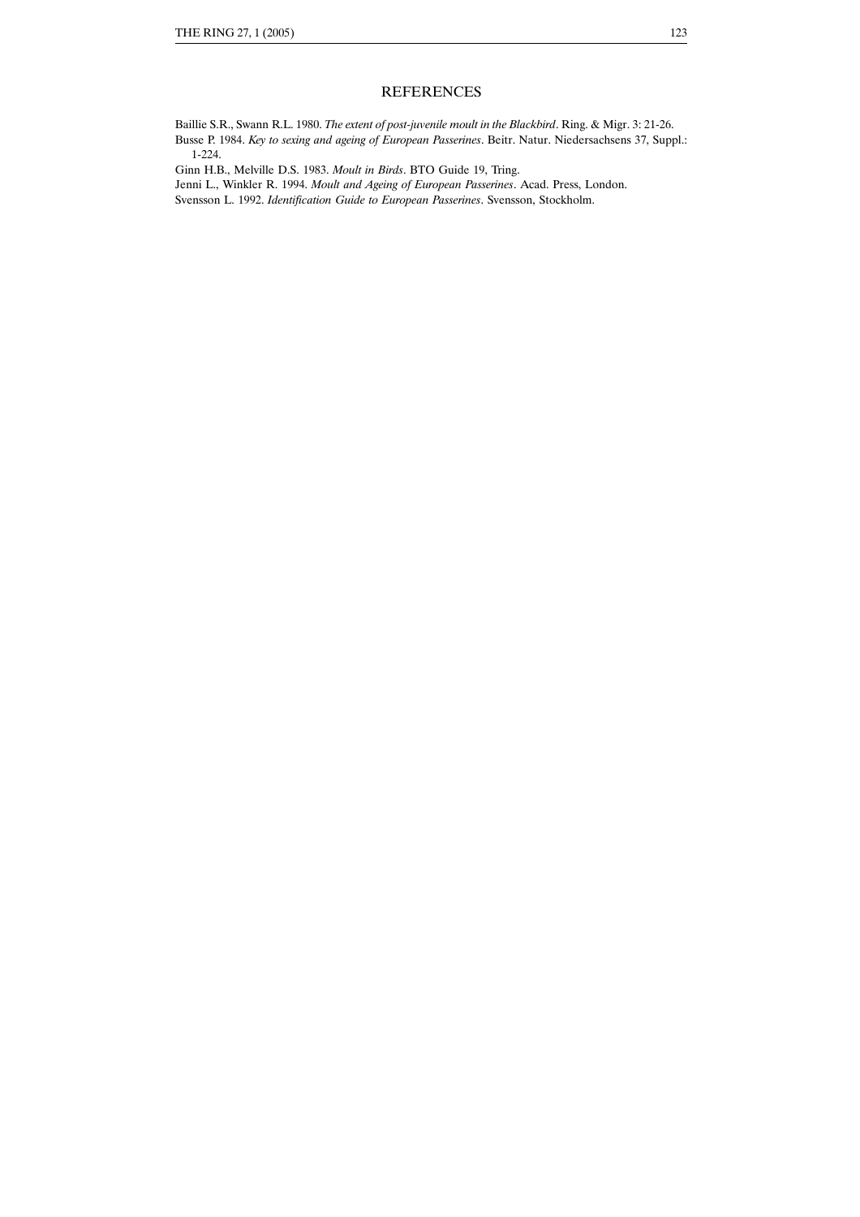## REFERENCES

Baillie S.R., Swann R.L. 1980. *The extent of post-juvenile moult in the Blackbird*. Ring. & Migr. 3: 21-26.

Busse P. 1984. *Key to sexing and ageing of European Passerines*. Beitr. Natur. Niedersachsens 37, Suppl.: 1-224.

Ginn H.B., Melville D.S. 1983. *Moult in Birds*. BTO Guide 19, Tring.

Jenni L., Winkler R. 1994. *Moult and Ageing of European Passerines*. Acad. Press, London.

Svensson L. 1992. *Identification Guide to European Passerines*. Svensson, Stockholm.